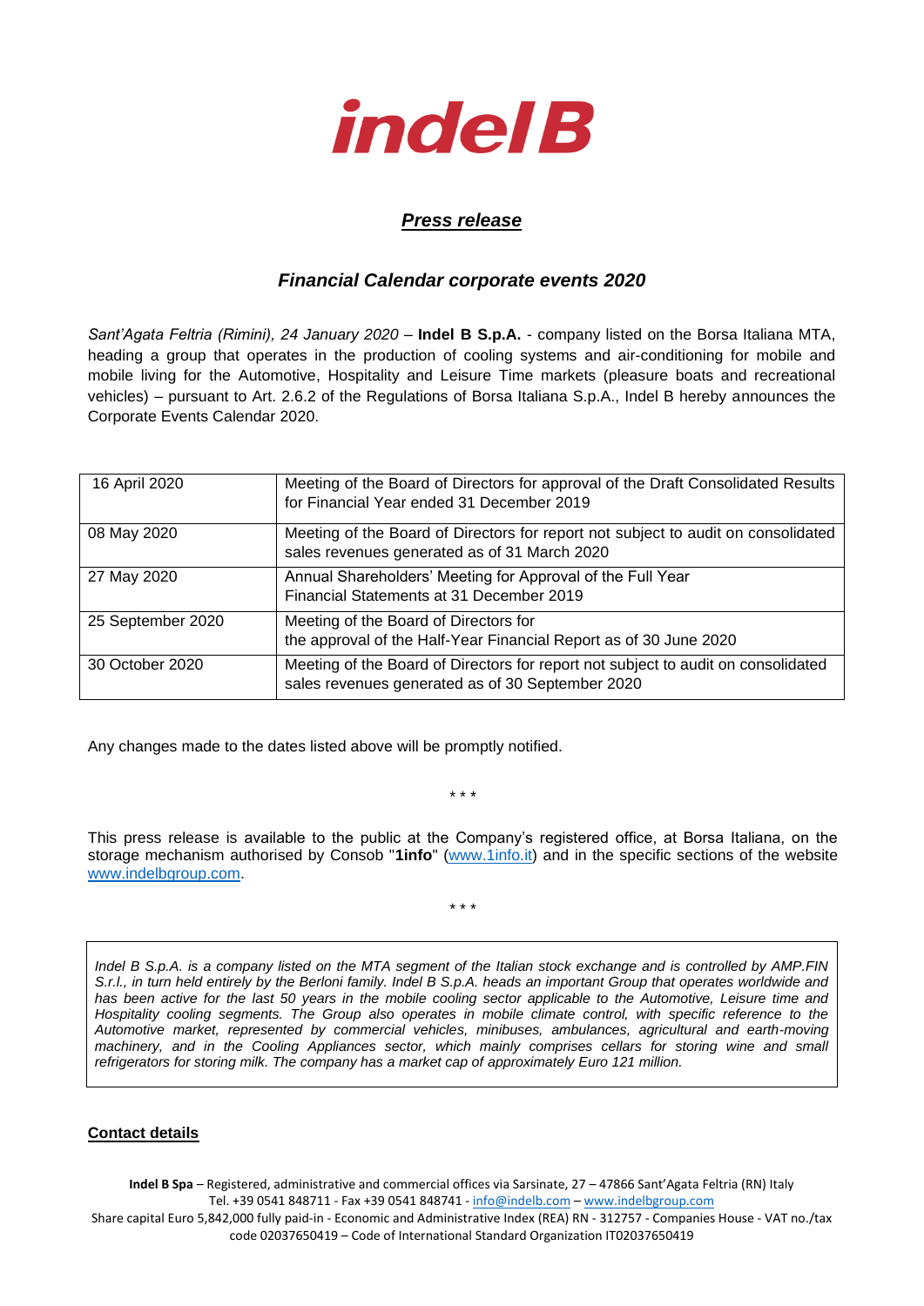# indel B

## *Press release*

### *Financial Calendar corporate events 2020*

*Sant'Agata Feltria (Rimini), 24 January 2020* – **Indel B S.p.A.** - company listed on the Borsa Italiana MTA, heading a group that operates in the production of cooling systems and air-conditioning for mobile and mobile living for the Automotive, Hospitality and Leisure Time markets (pleasure boats and recreational vehicles) – pursuant to Art. 2.6.2 of the Regulations of Borsa Italiana S.p.A., Indel B hereby announces the Corporate Events Calendar 2020.

| | |
|---|---|
| 16 April 2020 | Meeting of the Board of Directors for approval of the Draft Consolidated Results for Financial Year ended 31 December 2019 |
| 08 May 2020 | Meeting of the Board of Directors for report not subject to audit on consolidated sales revenues generated as of 31 March 2020 |
| 27 May 2020 | Annual Shareholders' Meeting for Approval of the Full Year Financial Statements at 31 December 2019 |
| 25 September 2020 | Meeting of the Board of Directors for the approval of the Half-Year Financial Report as of 30 June 2020 |
| 30 October 2020 | Meeting of the Board of Directors for report not subject to audit on consolidated sales revenues generated as of 30 September 2020 |

Any changes made to the dates listed above will be promptly notified.

\* \* \*

This press release is available to the public at the Company's registered office, at Borsa Italiana, on the storage mechanism authorised by Consob "**1info**" (www.1info.it) and in the specific sections of the website www.indelbgroup.com.

\* \* \*

*Indel B S.p.A. is a company listed on the MTA segment of the Italian stock exchange and is controlled by AMP.FIN S.r.l., in turn held entirely by the Berloni family. Indel B S.p.A. heads an important Group that operates worldwide and has been active for the last 50 years in the mobile cooling sector applicable to the Automotive, Leisure time and Hospitality cooling segments. The Group also operates in mobile climate control, with specific reference to the Automotive market, represented by commercial vehicles, minibuses, ambulances, agricultural and earth-moving machinery, and in the Cooling Appliances sector, which mainly comprises cellars for storing wine and small refrigerators for storing milk. The company has a market cap of approximately Euro 121 million.*

**Contact details**

**Indel B Spa** – Registered, administrative and commercial offices via Sarsinate, 27 – 47866 Sant'Agata Feltria (RN) Italy
Tel. +39 0541 848711 - Fax +39 0541 848741 - info@indelb.com – www.indelbgroup.com
Share capital Euro 5,842,000 fully paid-in - Economic and Administrative Index (REA) RN - 312757 - Companies House - VAT no./tax code 02037650419 – Code of International Standard Organization IT02037650419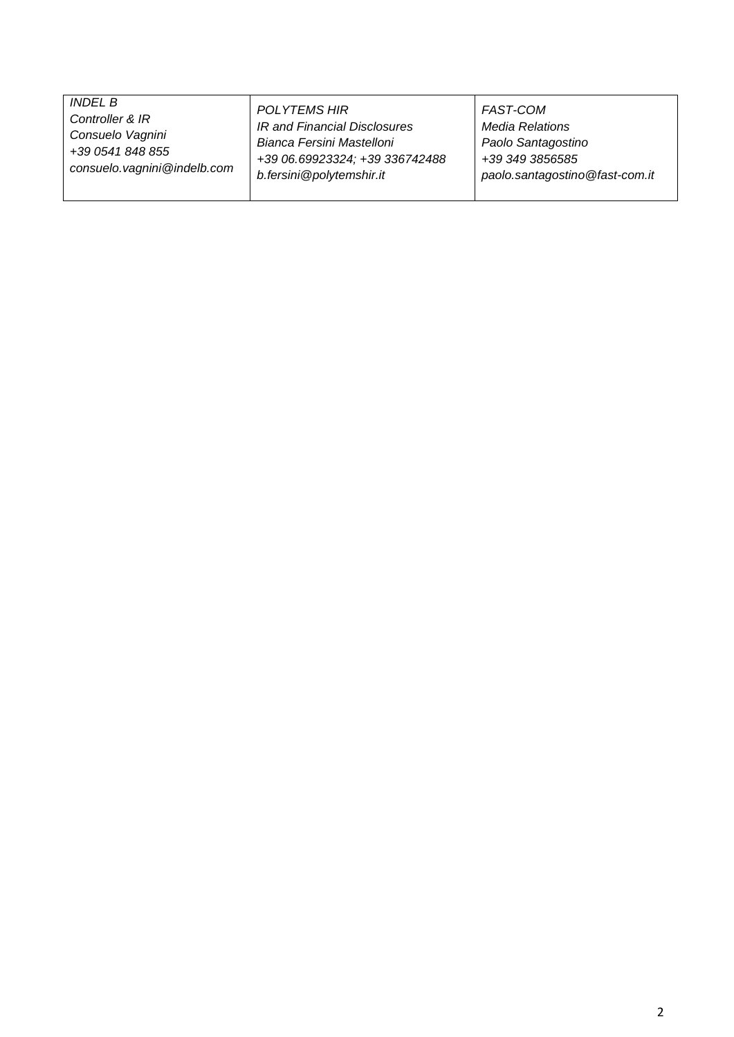| | | |
|---|---|---|
| *INDEL B*<br>*Controller & IR*<br>*Consuelo Vagnini*<br>*+39 0541 848 855*<br>*consuelo.vagnini@indelb.com* | *POLYTEMS HIR*<br>*IR and Financial Disclosures*<br>*Bianca Fersini Mastelloni*<br>*+39 06.69923324; +39 336742488*<br>*b.fersini@polytemshir.it* | *FAST-COM*<br>*Media Relations*<br>*Paolo Santagostino*<br>*+39 349 3856585*<br>*paolo.santagostino@fast-com.it* |